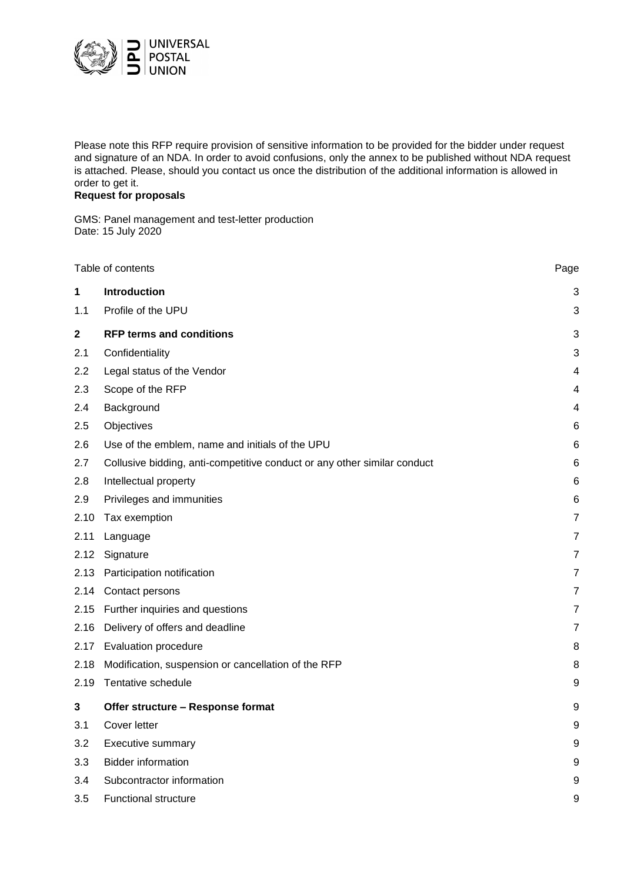Please note this RFP require provision of sensitive information to be provided for the bidder under request and signature of an NDA. In order to avoid confusions, only the annex to be published without NDA request is attached. Please, should you contact us once the distribution of the additional information is allowed in order to get it.

**Request for proposals**

GMS: Panel management and test-letter production
Date: 15 July 2020

| Table of contents | | Page |
|---|---|---|
| **1** | **Introduction** | 3 |
| 1.1 | Profile of the UPU | 3 |
| **2** | **RFP terms and conditions** | 3 |
| 2.1 | Confidentiality | 3 |
| 2.2 | Legal status of the Vendor | 4 |
| 2.3 | Scope of the RFP | 4 |
| 2.4 | Background | 4 |
| 2.5 | Objectives | 6 |
| 2.6 | Use of the emblem, name and initials of the UPU | 6 |
| 2.7 | Collusive bidding, anti-competitive conduct or any other similar conduct | 6 |
| 2.8 | Intellectual property | 6 |
| 2.9 | Privileges and immunities | 6 |
| 2.10 | Tax exemption | 7 |
| 2.11 | Language | 7 |
| 2.12 | Signature | 7 |
| 2.13 | Participation notification | 7 |
| 2.14 | Contact persons | 7 |
| 2.15 | Further inquiries and questions | 7 |
| 2.16 | Delivery of offers and deadline | 7 |
| 2.17 | Evaluation procedure | 8 |
| 2.18 | Modification, suspension or cancellation of the RFP | 8 |
| 2.19 | Tentative schedule | 9 |
| **3** | **Offer structure – Response format** | 9 |
| 3.1 | Cover letter | 9 |
| 3.2 | Executive summary | 9 |
| 3.3 | Bidder information | 9 |
| 3.4 | Subcontractor information | 9 |
| 3.5 | Functional structure | 9 |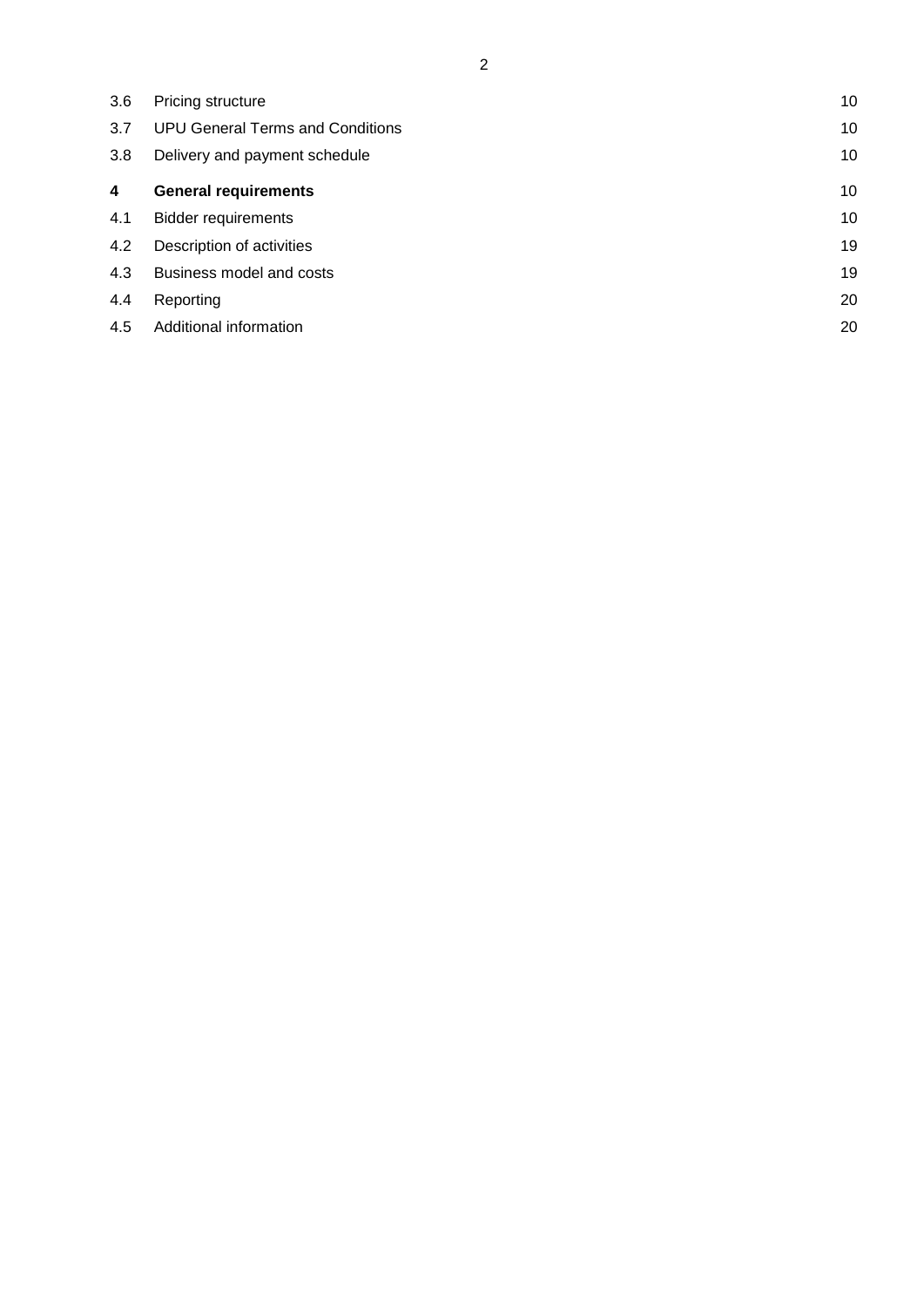| | | |
|---|---|---|
| 3.6 | Pricing structure | 10 |
| 3.7 | UPU General Terms and Conditions | 10 |
| 3.8 | Delivery and payment schedule | 10 |
| **4** | **General requirements** | 10 |
| 4.1 | Bidder requirements | 10 |
| 4.2 | Description of activities | 19 |
| 4.3 | Business model and costs | 19 |
| 4.4 | Reporting | 20 |
| 4.5 | Additional information | 20 |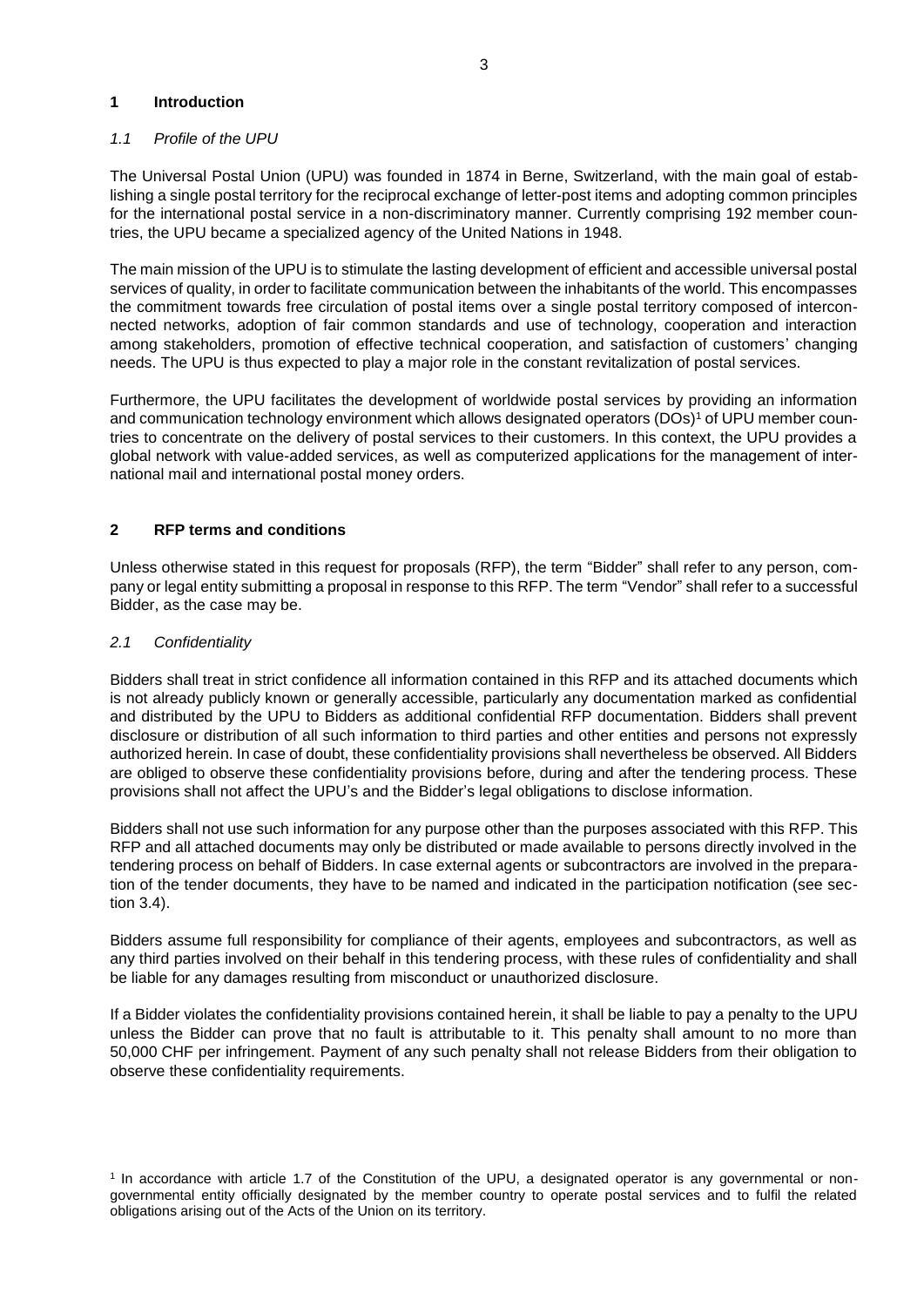## 1 Introduction

### *1.1 Profile of the UPU*

The Universal Postal Union (UPU) was founded in 1874 in Berne, Switzerland, with the main goal of establishing a single postal territory for the reciprocal exchange of letter-post items and adopting common principles for the international postal service in a non-discriminatory manner. Currently comprising 192 member countries, the UPU became a specialized agency of the United Nations in 1948.

The main mission of the UPU is to stimulate the lasting development of efficient and accessible universal postal services of quality, in order to facilitate communication between the inhabitants of the world. This encompasses the commitment towards free circulation of postal items over a single postal territory composed of interconnected networks, adoption of fair common standards and use of technology, cooperation and interaction among stakeholders, promotion of effective technical cooperation, and satisfaction of customers' changing needs. The UPU is thus expected to play a major role in the constant revitalization of postal services.

Furthermore, the UPU facilitates the development of worldwide postal services by providing an information and communication technology environment which allows designated operators (DOs)[1] of UPU member countries to concentrate on the delivery of postal services to their customers. In this context, the UPU provides a global network with value-added services, as well as computerized applications for the management of international mail and international postal money orders.

## 2 RFP terms and conditions

Unless otherwise stated in this request for proposals (RFP), the term "Bidder" shall refer to any person, company or legal entity submitting a proposal in response to this RFP. The term "Vendor" shall refer to a successful Bidder, as the case may be.

### *2.1 Confidentiality*

Bidders shall treat in strict confidence all information contained in this RFP and its attached documents which is not already publicly known or generally accessible, particularly any documentation marked as confidential and distributed by the UPU to Bidders as additional confidential RFP documentation. Bidders shall prevent disclosure or distribution of all such information to third parties and other entities and persons not expressly authorized herein. In case of doubt, these confidentiality provisions shall nevertheless be observed. All Bidders are obliged to observe these confidentiality provisions before, during and after the tendering process. These provisions shall not affect the UPU's and the Bidder's legal obligations to disclose information.

Bidders shall not use such information for any purpose other than the purposes associated with this RFP. This RFP and all attached documents may only be distributed or made available to persons directly involved in the tendering process on behalf of Bidders. In case external agents or subcontractors are involved in the preparation of the tender documents, they have to be named and indicated in the participation notification (see section 3.4).

Bidders assume full responsibility for compliance of their agents, employees and subcontractors, as well as any third parties involved on their behalf in this tendering process, with these rules of confidentiality and shall be liable for any damages resulting from misconduct or unauthorized disclosure.

If a Bidder violates the confidentiality provisions contained herein, it shall be liable to pay a penalty to the UPU unless the Bidder can prove that no fault is attributable to it. This penalty shall amount to no more than 50,000 CHF per infringement. Payment of any such penalty shall not release Bidders from their obligation to observe these confidentiality requirements.

[1] In accordance with article 1.7 of the Constitution of the UPU, a designated operator is any governmental or non-governmental entity officially designated by the member country to operate postal services and to fulfil the related obligations arising out of the Acts of the Union on its territory.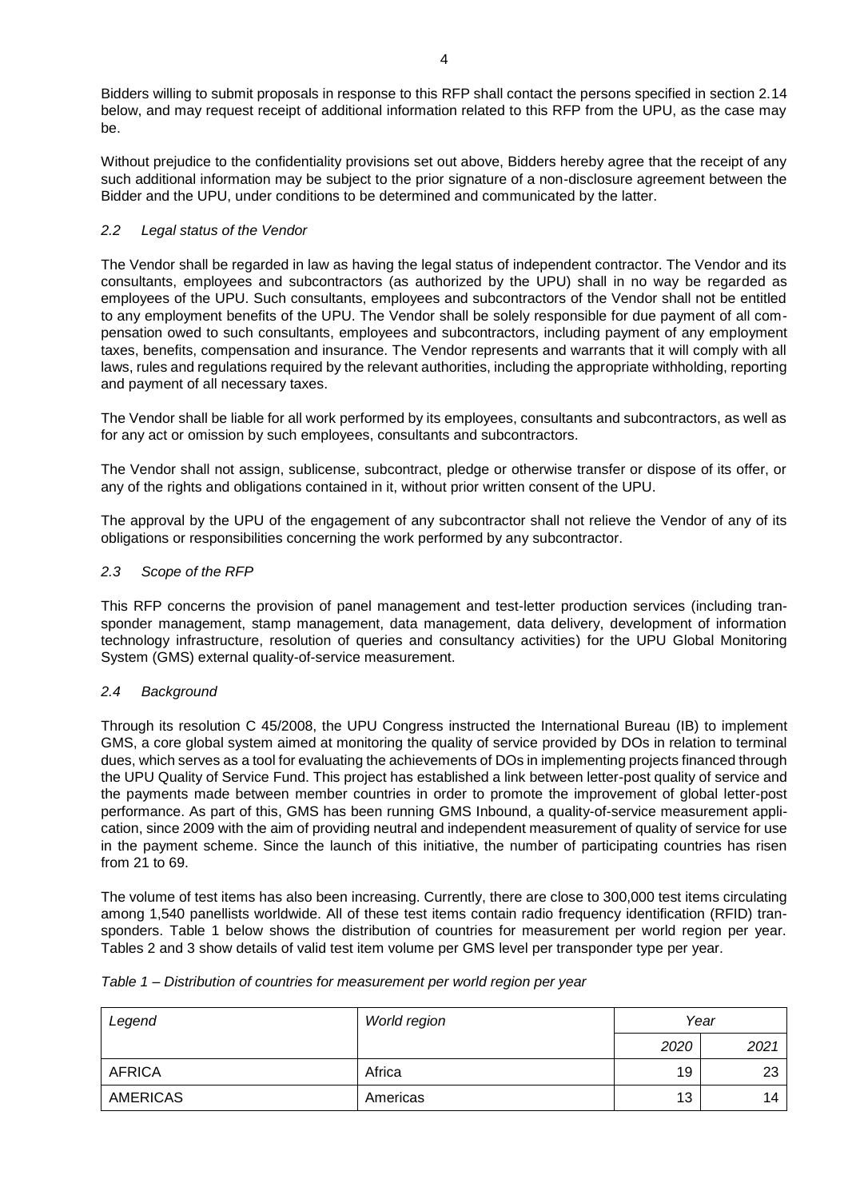Bidders willing to submit proposals in response to this RFP shall contact the persons specified in section 2.14 below, and may request receipt of additional information related to this RFP from the UPU, as the case may be.

Without prejudice to the confidentiality provisions set out above, Bidders hereby agree that the receipt of any such additional information may be subject to the prior signature of a non-disclosure agreement between the Bidder and the UPU, under conditions to be determined and communicated by the latter.

### *2.2 Legal status of the Vendor*

The Vendor shall be regarded in law as having the legal status of independent contractor. The Vendor and its consultants, employees and subcontractors (as authorized by the UPU) shall in no way be regarded as employees of the UPU. Such consultants, employees and subcontractors of the Vendor shall not be entitled to any employment benefits of the UPU. The Vendor shall be solely responsible for due payment of all compensation owed to such consultants, employees and subcontractors, including payment of any employment taxes, benefits, compensation and insurance. The Vendor represents and warrants that it will comply with all laws, rules and regulations required by the relevant authorities, including the appropriate withholding, reporting and payment of all necessary taxes.

The Vendor shall be liable for all work performed by its employees, consultants and subcontractors, as well as for any act or omission by such employees, consultants and subcontractors.

The Vendor shall not assign, sublicense, subcontract, pledge or otherwise transfer or dispose of its offer, or any of the rights and obligations contained in it, without prior written consent of the UPU.

The approval by the UPU of the engagement of any subcontractor shall not relieve the Vendor of any of its obligations or responsibilities concerning the work performed by any subcontractor.

### *2.3 Scope of the RFP*

This RFP concerns the provision of panel management and test-letter production services (including transponder management, stamp management, data management, data delivery, development of information technology infrastructure, resolution of queries and consultancy activities) for the UPU Global Monitoring System (GMS) external quality-of-service measurement.

### *2.4 Background*

Through its resolution C 45/2008, the UPU Congress instructed the International Bureau (IB) to implement GMS, a core global system aimed at monitoring the quality of service provided by DOs in relation to terminal dues, which serves as a tool for evaluating the achievements of DOs in implementing projects financed through the UPU Quality of Service Fund. This project has established a link between letter-post quality of service and the payments made between member countries in order to promote the improvement of global letter-post performance. As part of this, GMS has been running GMS Inbound, a quality-of-service measurement application, since 2009 with the aim of providing neutral and independent measurement of quality of service for use in the payment scheme. Since the launch of this initiative, the number of participating countries has risen from 21 to 69.

The volume of test items has also been increasing. Currently, there are close to 300,000 test items circulating among 1,540 panellists worldwide. All of these test items contain radio frequency identification (RFID) transponders. Table 1 below shows the distribution of countries for measurement per world region per year. Tables 2 and 3 show details of valid test item volume per GMS level per transponder type per year.

*Table 1 – Distribution of countries for measurement per world region per year*

| *Legend* | *World region* | *Year* | |
|---|---|---|---|
| | | *2020* | *2021* |
| AFRICA | Africa | 19 | 23 |
| AMERICAS | Americas | 13 | 14 |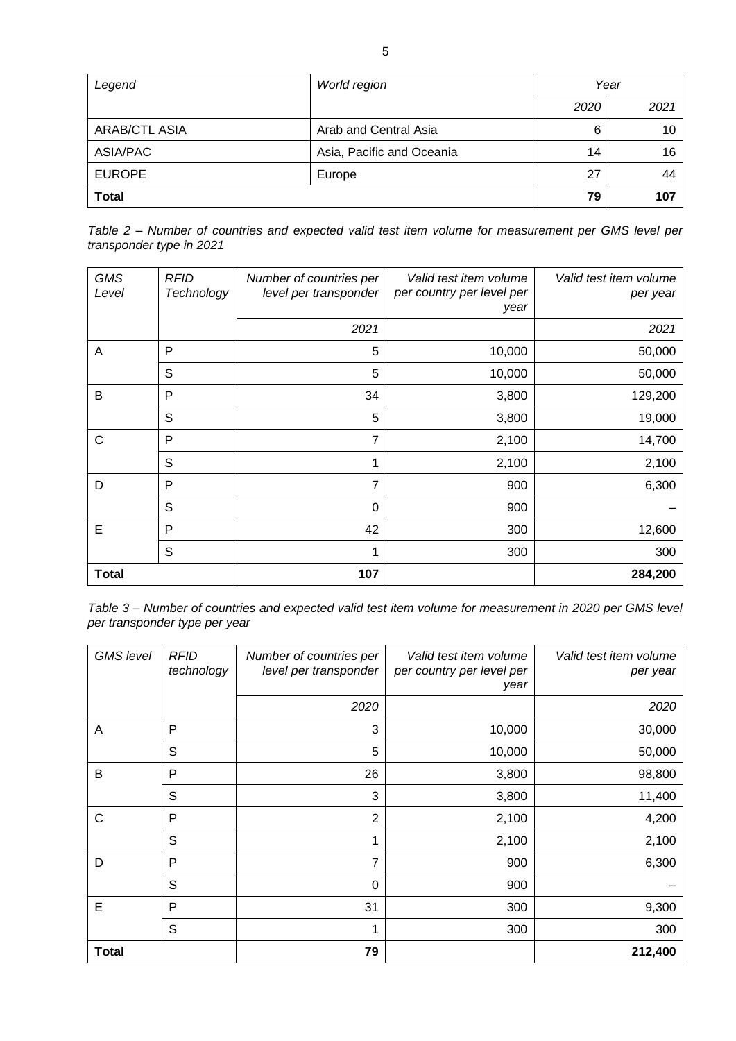| *Legend* | *World region* | *Year* | |
|---|---|---|---|
| | | *2020* | *2021* |
| ARAB/CTL ASIA | Arab and Central Asia | 6 | 10 |
| ASIA/PAC | Asia, Pacific and Oceania | 14 | 16 |
| EUROPE | Europe | 27 | 44 |
| **Total** | | **79** | **107** |

*Table 2 – Number of countries and expected valid test item volume for measurement per GMS level per transponder type in 2021*

| *GMS Level* | *RFID Technology* | *Number of countries per level per transponder* | *Valid test item volume per country per level per year* | *Valid test item volume per year* |
|---|---|---|---|---|
| | | *2021* | | *2021* |
| A | P | 5 | 10,000 | 50,000 |
| | S | 5 | 10,000 | 50,000 |
| B | P | 34 | 3,800 | 129,200 |
| | S | 5 | 3,800 | 19,000 |
| C | P | 7 | 2,100 | 14,700 |
| | S | 1 | 2,100 | 2,100 |
| D | P | 7 | 900 | 6,300 |
| | S | 0 | 900 | – |
| E | P | 42 | 300 | 12,600 |
| | S | 1 | 300 | 300 |
| **Total** | | **107** | | **284,200** |

*Table 3 – Number of countries and expected valid test item volume for measurement in 2020 per GMS level per transponder type per year*

| *GMS level* | *RFID technology* | *Number of countries per level per transponder* | *Valid test item volume per country per level per year* | *Valid test item volume per year* |
|---|---|---|---|---|
| | | *2020* | | *2020* |
| A | P | 3 | 10,000 | 30,000 |
| | S | 5 | 10,000 | 50,000 |
| B | P | 26 | 3,800 | 98,800 |
| | S | 3 | 3,800 | 11,400 |
| C | P | 2 | 2,100 | 4,200 |
| | S | 1 | 2,100 | 2,100 |
| D | P | 7 | 900 | 6,300 |
| | S | 0 | 900 | – |
| E | P | 31 | 300 | 9,300 |
| | S | 1 | 300 | 300 |
| **Total** | | **79** | | **212,400** |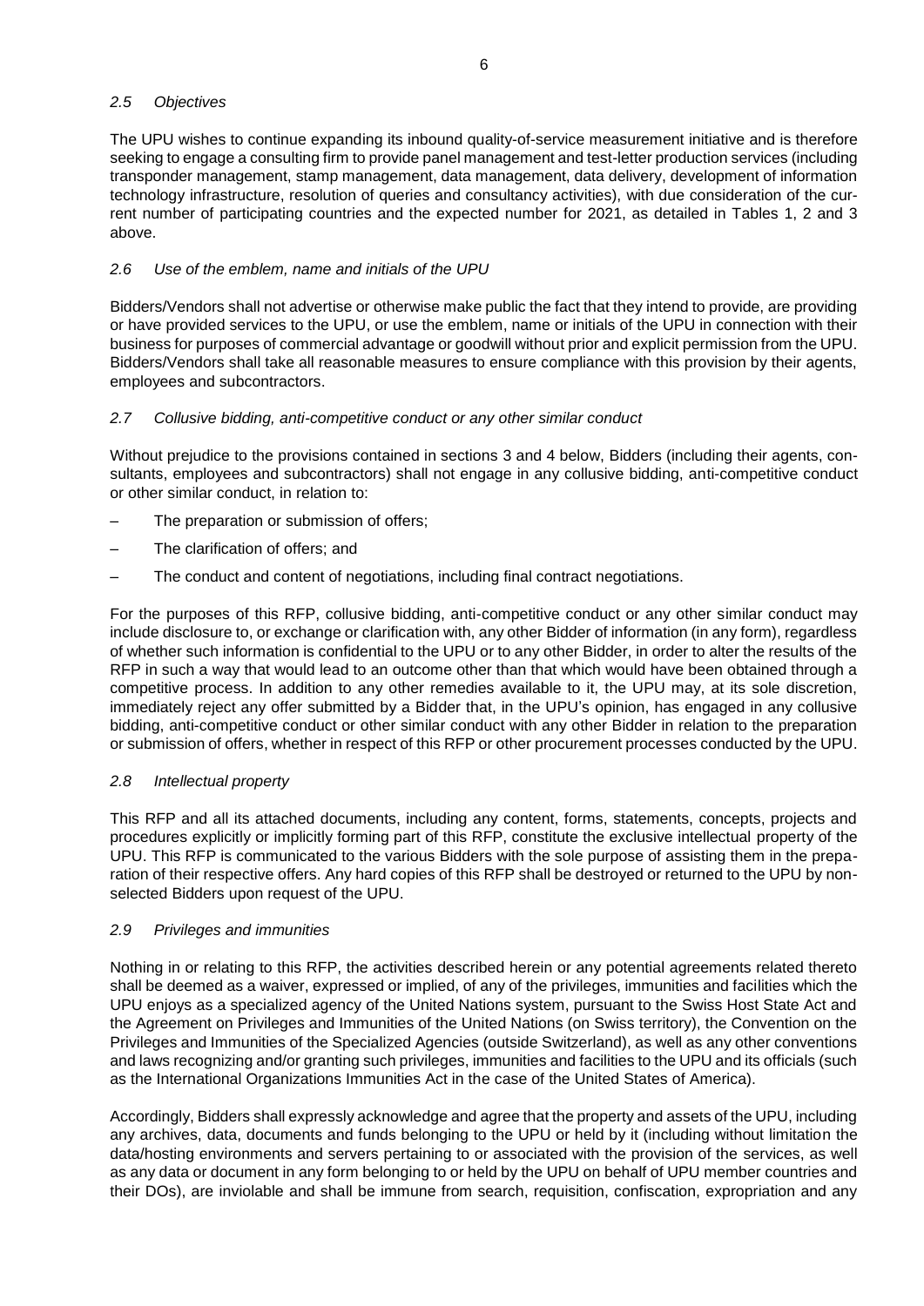### *2.5 Objectives*

The UPU wishes to continue expanding its inbound quality-of-service measurement initiative and is therefore seeking to engage a consulting firm to provide panel management and test-letter production services (including transponder management, stamp management, data management, data delivery, development of information technology infrastructure, resolution of queries and consultancy activities), with due consideration of the current number of participating countries and the expected number for 2021, as detailed in Tables 1, 2 and 3 above.

### *2.6 Use of the emblem, name and initials of the UPU*

Bidders/Vendors shall not advertise or otherwise make public the fact that they intend to provide, are providing or have provided services to the UPU, or use the emblem, name or initials of the UPU in connection with their business for purposes of commercial advantage or goodwill without prior and explicit permission from the UPU. Bidders/Vendors shall take all reasonable measures to ensure compliance with this provision by their agents, employees and subcontractors.

### *2.7 Collusive bidding, anti-competitive conduct or any other similar conduct*

Without prejudice to the provisions contained in sections 3 and 4 below, Bidders (including their agents, consultants, employees and subcontractors) shall not engage in any collusive bidding, anti-competitive conduct or other similar conduct, in relation to:

– The preparation or submission of offers;

– The clarification of offers; and

– The conduct and content of negotiations, including final contract negotiations.

For the purposes of this RFP, collusive bidding, anti-competitive conduct or any other similar conduct may include disclosure to, or exchange or clarification with, any other Bidder of information (in any form), regardless of whether such information is confidential to the UPU or to any other Bidder, in order to alter the results of the RFP in such a way that would lead to an outcome other than that which would have been obtained through a competitive process. In addition to any other remedies available to it, the UPU may, at its sole discretion, immediately reject any offer submitted by a Bidder that, in the UPU's opinion, has engaged in any collusive bidding, anti-competitive conduct or other similar conduct with any other Bidder in relation to the preparation or submission of offers, whether in respect of this RFP or other procurement processes conducted by the UPU.

### *2.8 Intellectual property*

This RFP and all its attached documents, including any content, forms, statements, concepts, projects and procedures explicitly or implicitly forming part of this RFP, constitute the exclusive intellectual property of the UPU. This RFP is communicated to the various Bidders with the sole purpose of assisting them in the preparation of their respective offers. Any hard copies of this RFP shall be destroyed or returned to the UPU by non-selected Bidders upon request of the UPU.

### *2.9 Privileges and immunities*

Nothing in or relating to this RFP, the activities described herein or any potential agreements related thereto shall be deemed as a waiver, expressed or implied, of any of the privileges, immunities and facilities which the UPU enjoys as a specialized agency of the United Nations system, pursuant to the Swiss Host State Act and the Agreement on Privileges and Immunities of the United Nations (on Swiss territory), the Convention on the Privileges and Immunities of the Specialized Agencies (outside Switzerland), as well as any other conventions and laws recognizing and/or granting such privileges, immunities and facilities to the UPU and its officials (such as the International Organizations Immunities Act in the case of the United States of America).

Accordingly, Bidders shall expressly acknowledge and agree that the property and assets of the UPU, including any archives, data, documents and funds belonging to the UPU or held by it (including without limitation the data/hosting environments and servers pertaining to or associated with the provision of the services, as well as any data or document in any form belonging to or held by the UPU on behalf of UPU member countries and their DOs), are inviolable and shall be immune from search, requisition, confiscation, expropriation and any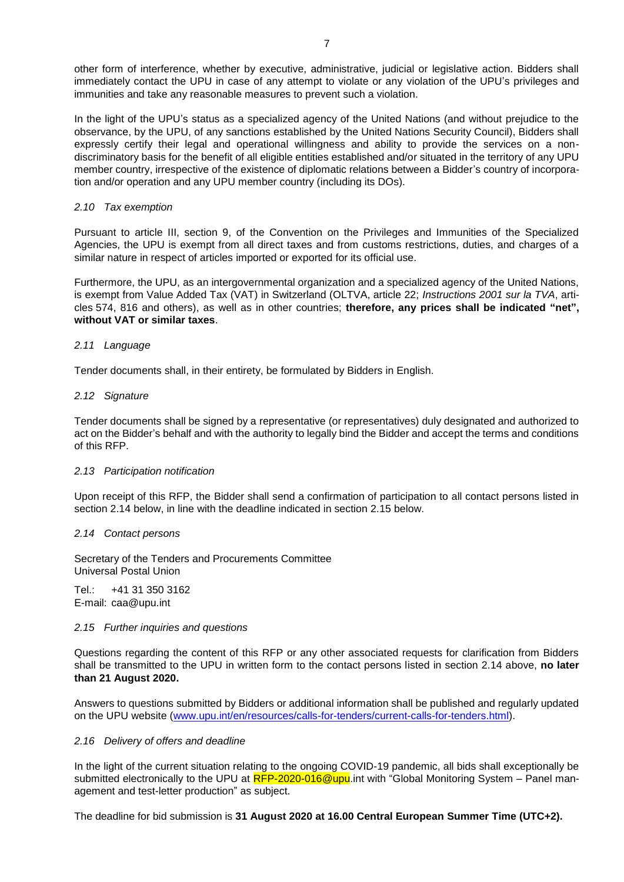other form of interference, whether by executive, administrative, judicial or legislative action. Bidders shall immediately contact the UPU in case of any attempt to violate or any violation of the UPU's privileges and immunities and take any reasonable measures to prevent such a violation.

In the light of the UPU's status as a specialized agency of the United Nations (and without prejudice to the observance, by the UPU, of any sanctions established by the United Nations Security Council), Bidders shall expressly certify their legal and operational willingness and ability to provide the services on a non-discriminatory basis for the benefit of all eligible entities established and/or situated in the territory of any UPU member country, irrespective of the existence of diplomatic relations between a Bidder's country of incorporation and/or operation and any UPU member country (including its DOs).

### *2.10 Tax exemption*

Pursuant to article III, section 9, of the Convention on the Privileges and Immunities of the Specialized Agencies, the UPU is exempt from all direct taxes and from customs restrictions, duties, and charges of a similar nature in respect of articles imported or exported for its official use.

Furthermore, the UPU, as an intergovernmental organization and a specialized agency of the United Nations, is exempt from Value Added Tax (VAT) in Switzerland (OLTVA, article 22; *Instructions 2001 sur la TVA*, articles 574, 816 and others), as well as in other countries; **therefore, any prices shall be indicated "net", without VAT or similar taxes**.

### *2.11 Language*

Tender documents shall, in their entirety, be formulated by Bidders in English.

### *2.12 Signature*

Tender documents shall be signed by a representative (or representatives) duly designated and authorized to act on the Bidder's behalf and with the authority to legally bind the Bidder and accept the terms and conditions of this RFP.

### *2.13 Participation notification*

Upon receipt of this RFP, the Bidder shall send a confirmation of participation to all contact persons listed in section 2.14 below, in line with the deadline indicated in section 2.15 below.

### *2.14 Contact persons*

Secretary of the Tenders and Procurements Committee
Universal Postal Union

Tel.: +41 31 350 3162
E-mail: caa@upu.int

### *2.15 Further inquiries and questions*

Questions regarding the content of this RFP or any other associated requests for clarification from Bidders shall be transmitted to the UPU in written form to the contact persons listed in section 2.14 above, **no later than 21 August 2020.**

Answers to questions submitted by Bidders or additional information shall be published and regularly updated on the UPU website (www.upu.int/en/resources/calls-for-tenders/current-calls-for-tenders.html).

### *2.16 Delivery of offers and deadline*

In the light of the current situation relating to the ongoing COVID-19 pandemic, all bids shall exceptionally be submitted electronically to the UPU at RFP-2020-016@upu.int with "Global Monitoring System – Panel management and test-letter production" as subject.

The deadline for bid submission is **31 August 2020 at 16.00 Central European Summer Time (UTC+2).**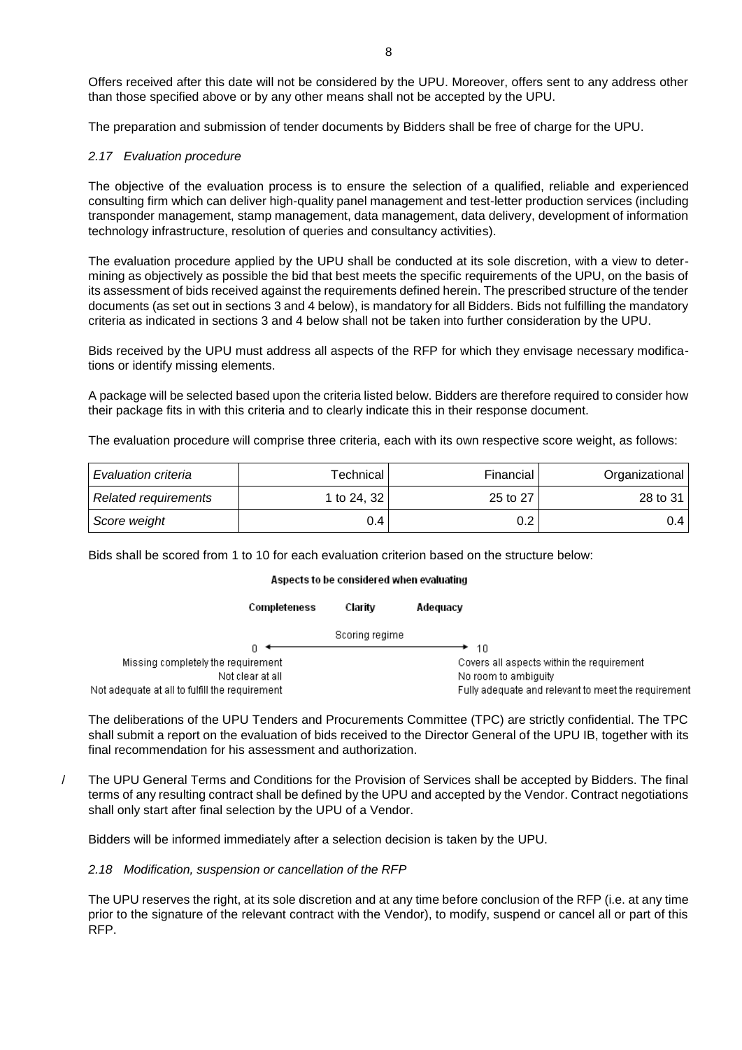Offers received after this date will not be considered by the UPU. Moreover, offers sent to any address other than those specified above or by any other means shall not be accepted by the UPU.

The preparation and submission of tender documents by Bidders shall be free of charge for the UPU.

### *2.17 Evaluation procedure*

The objective of the evaluation process is to ensure the selection of a qualified, reliable and experienced consulting firm which can deliver high-quality panel management and test-letter production services (including transponder management, stamp management, data management, data delivery, development of information technology infrastructure, resolution of queries and consultancy activities).

The evaluation procedure applied by the UPU shall be conducted at its sole discretion, with a view to determining as objectively as possible the bid that best meets the specific requirements of the UPU, on the basis of its assessment of bids received against the requirements defined herein. The prescribed structure of the tender documents (as set out in sections 3 and 4 below), is mandatory for all Bidders. Bids not fulfilling the mandatory criteria as indicated in sections 3 and 4 below shall not be taken into further consideration by the UPU.

Bids received by the UPU must address all aspects of the RFP for which they envisage necessary modifications or identify missing elements.

A package will be selected based upon the criteria listed below. Bidders are therefore required to consider how their package fits in with this criteria and to clearly indicate this in their response document.

The evaluation procedure will comprise three criteria, each with its own respective score weight, as follows:

| *Evaluation criteria* | Technical | Financial | Organizational |
|---|---|---|---|
| *Related requirements* | 1 to 24, 32 | 25 to 27 | 28 to 31 |
| *Score weight* | 0.4 | 0.2 | 0.4 |

Bids shall be scored from 1 to 10 for each evaluation criterion based on the structure below:

**Aspects to be considered when evaluating**

| | **Completeness** | **Clarity** | **Adequacy** | |
|---|---|---|---|---|
| 0 ← | | Scoring regime | | → 10 |
| Missing completely the requirement | | | | Covers all aspects within the requirement |
| Not clear at all | | | | No room to ambiguity |
| Not adequate at all to fulfill the requirement | | | | Fully adequate and relevant to meet the requirement |

The deliberations of the UPU Tenders and Procurements Committee (TPC) are strictly confidential. The TPC shall submit a report on the evaluation of bids received to the Director General of the UPU IB, together with its final recommendation for his assessment and authorization.

The UPU General Terms and Conditions for the Provision of Services shall be accepted by Bidders. The final terms of any resulting contract shall be defined by the UPU and accepted by the Vendor. Contract negotiations shall only start after final selection by the UPU of a Vendor.

Bidders will be informed immediately after a selection decision is taken by the UPU.

### *2.18 Modification, suspension or cancellation of the RFP*

The UPU reserves the right, at its sole discretion and at any time before conclusion of the RFP (i.e. at any time prior to the signature of the relevant contract with the Vendor), to modify, suspend or cancel all or part of this RFP.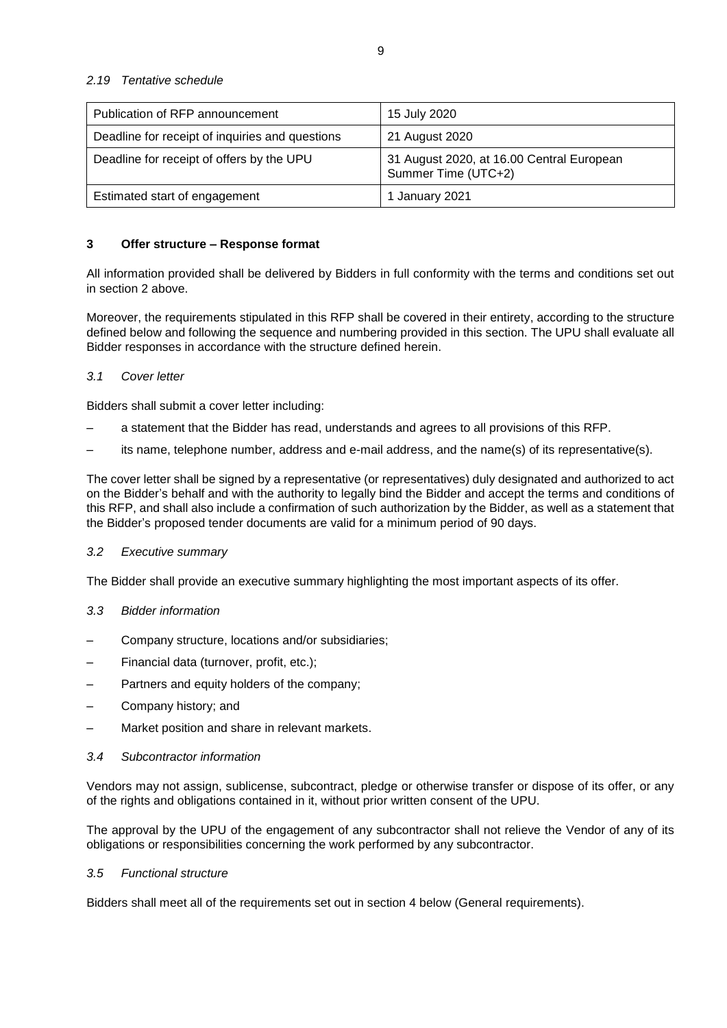*2.19 Tentative schedule*

| Publication of RFP announcement | 15 July 2020 |
|---|---|
| Deadline for receipt of inquiries and questions | 21 August 2020 |
| Deadline for receipt of offers by the UPU | 31 August 2020, at 16.00 Central European Summer Time (UTC+2) |
| Estimated start of engagement | 1 January 2021 |

## 3 Offer structure – Response format

All information provided shall be delivered by Bidders in full conformity with the terms and conditions set out in section 2 above.

Moreover, the requirements stipulated in this RFP shall be covered in their entirety, according to the structure defined below and following the sequence and numbering provided in this section. The UPU shall evaluate all Bidder responses in accordance with the structure defined herein.

*3.1 Cover letter*

Bidders shall submit a cover letter including:

– a statement that the Bidder has read, understands and agrees to all provisions of this RFP.

– its name, telephone number, address and e-mail address, and the name(s) of its representative(s).

The cover letter shall be signed by a representative (or representatives) duly designated and authorized to act on the Bidder's behalf and with the authority to legally bind the Bidder and accept the terms and conditions of this RFP, and shall also include a confirmation of such authorization by the Bidder, as well as a statement that the Bidder's proposed tender documents are valid for a minimum period of 90 days.

*3.2 Executive summary*

The Bidder shall provide an executive summary highlighting the most important aspects of its offer.

*3.3 Bidder information*

– Company structure, locations and/or subsidiaries;

– Financial data (turnover, profit, etc.);

– Partners and equity holders of the company;

– Company history; and

– Market position and share in relevant markets.

*3.4 Subcontractor information*

Vendors may not assign, sublicense, subcontract, pledge or otherwise transfer or dispose of its offer, or any of the rights and obligations contained in it, without prior written consent of the UPU.

The approval by the UPU of the engagement of any subcontractor shall not relieve the Vendor of any of its obligations or responsibilities concerning the work performed by any subcontractor.

*3.5 Functional structure*

Bidders shall meet all of the requirements set out in section 4 below (General requirements).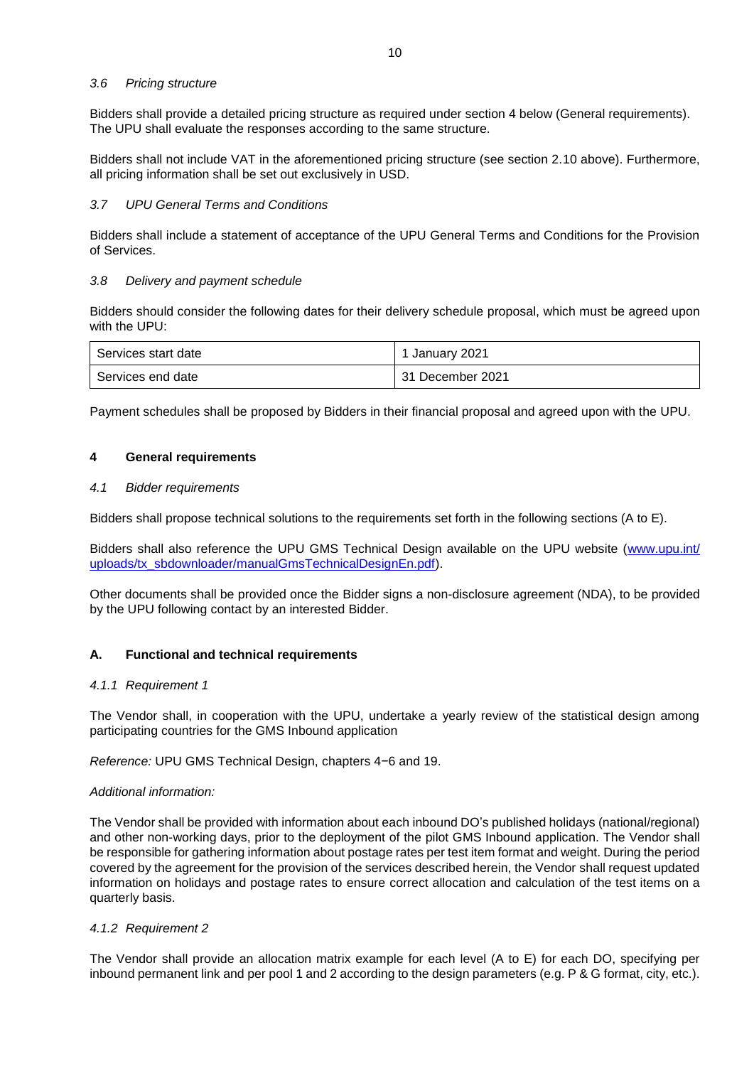### *3.6 Pricing structure*

Bidders shall provide a detailed pricing structure as required under section 4 below (General requirements). The UPU shall evaluate the responses according to the same structure.

Bidders shall not include VAT in the aforementioned pricing structure (see section 2.10 above). Furthermore, all pricing information shall be set out exclusively in USD.

### *3.7 UPU General Terms and Conditions*

Bidders shall include a statement of acceptance of the UPU General Terms and Conditions for the Provision of Services.

### *3.8 Delivery and payment schedule*

Bidders should consider the following dates for their delivery schedule proposal, which must be agreed upon with the UPU:

| Services start date | 1 January 2021 |
|---|---|
| Services end date | 31 December 2021 |

Payment schedules shall be proposed by Bidders in their financial proposal and agreed upon with the UPU.

## 4 General requirements

### *4.1 Bidder requirements*

Bidders shall propose technical solutions to the requirements set forth in the following sections (A to E).

Bidders shall also reference the UPU GMS Technical Design available on the UPU website (www.upu.int/uploads/tx_sbdownloader/manualGmsTechnicalDesignEn.pdf).

Other documents shall be provided once the Bidder signs a non-disclosure agreement (NDA), to be provided by the UPU following contact by an interested Bidder.

## A. Functional and technical requirements

#### *4.1.1 Requirement 1*

The Vendor shall, in cooperation with the UPU, undertake a yearly review of the statistical design among participating countries for the GMS Inbound application

*Reference:* UPU GMS Technical Design, chapters 4−6 and 19.

*Additional information:*

The Vendor shall be provided with information about each inbound DO's published holidays (national/regional) and other non-working days, prior to the deployment of the pilot GMS Inbound application. The Vendor shall be responsible for gathering information about postage rates per test item format and weight. During the period covered by the agreement for the provision of the services described herein, the Vendor shall request updated information on holidays and postage rates to ensure correct allocation and calculation of the test items on a quarterly basis.

#### *4.1.2 Requirement 2*

The Vendor shall provide an allocation matrix example for each level (A to E) for each DO, specifying per inbound permanent link and per pool 1 and 2 according to the design parameters (e.g. P & G format, city, etc.).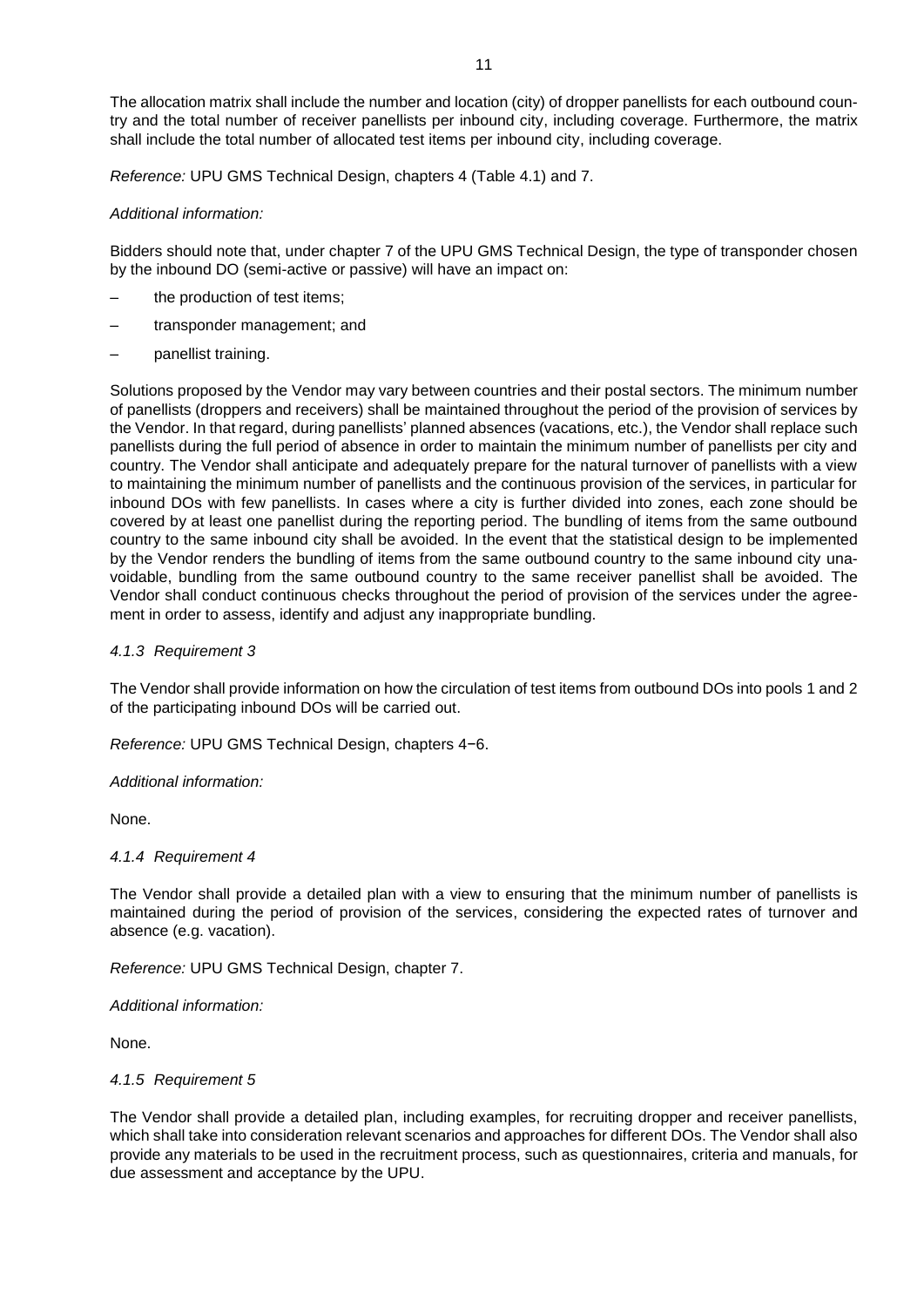The allocation matrix shall include the number and location (city) of dropper panellists for each outbound country and the total number of receiver panellists per inbound city, including coverage. Furthermore, the matrix shall include the total number of allocated test items per inbound city, including coverage.

*Reference:* UPU GMS Technical Design, chapters 4 (Table 4.1) and 7.

*Additional information:*

Bidders should note that, under chapter 7 of the UPU GMS Technical Design, the type of transponder chosen by the inbound DO (semi-active or passive) will have an impact on:

- the production of test items;
- transponder management; and
- panellist training.

Solutions proposed by the Vendor may vary between countries and their postal sectors. The minimum number of panellists (droppers and receivers) shall be maintained throughout the period of the provision of services by the Vendor. In that regard, during panellists' planned absences (vacations, etc.), the Vendor shall replace such panellists during the full period of absence in order to maintain the minimum number of panellists per city and country. The Vendor shall anticipate and adequately prepare for the natural turnover of panellists with a view to maintaining the minimum number of panellists and the continuous provision of the services, in particular for inbound DOs with few panellists. In cases where a city is further divided into zones, each zone should be covered by at least one panellist during the reporting period. The bundling of items from the same outbound country to the same inbound city shall be avoided. In the event that the statistical design to be implemented by the Vendor renders the bundling of items from the same outbound country to the same inbound city unavoidable, bundling from the same outbound country to the same receiver panellist shall be avoided. The Vendor shall conduct continuous checks throughout the period of provision of the services under the agreement in order to assess, identify and adjust any inappropriate bundling.

#### *4.1.3 Requirement 3*

The Vendor shall provide information on how the circulation of test items from outbound DOs into pools 1 and 2 of the participating inbound DOs will be carried out.

*Reference:* UPU GMS Technical Design, chapters 4−6.

*Additional information:*

None.

#### *4.1.4 Requirement 4*

The Vendor shall provide a detailed plan with a view to ensuring that the minimum number of panellists is maintained during the period of provision of the services, considering the expected rates of turnover and absence (e.g. vacation).

*Reference:* UPU GMS Technical Design, chapter 7.

*Additional information:*

None.

#### *4.1.5 Requirement 5*

The Vendor shall provide a detailed plan, including examples, for recruiting dropper and receiver panellists, which shall take into consideration relevant scenarios and approaches for different DOs. The Vendor shall also provide any materials to be used in the recruitment process, such as questionnaires, criteria and manuals, for due assessment and acceptance by the UPU.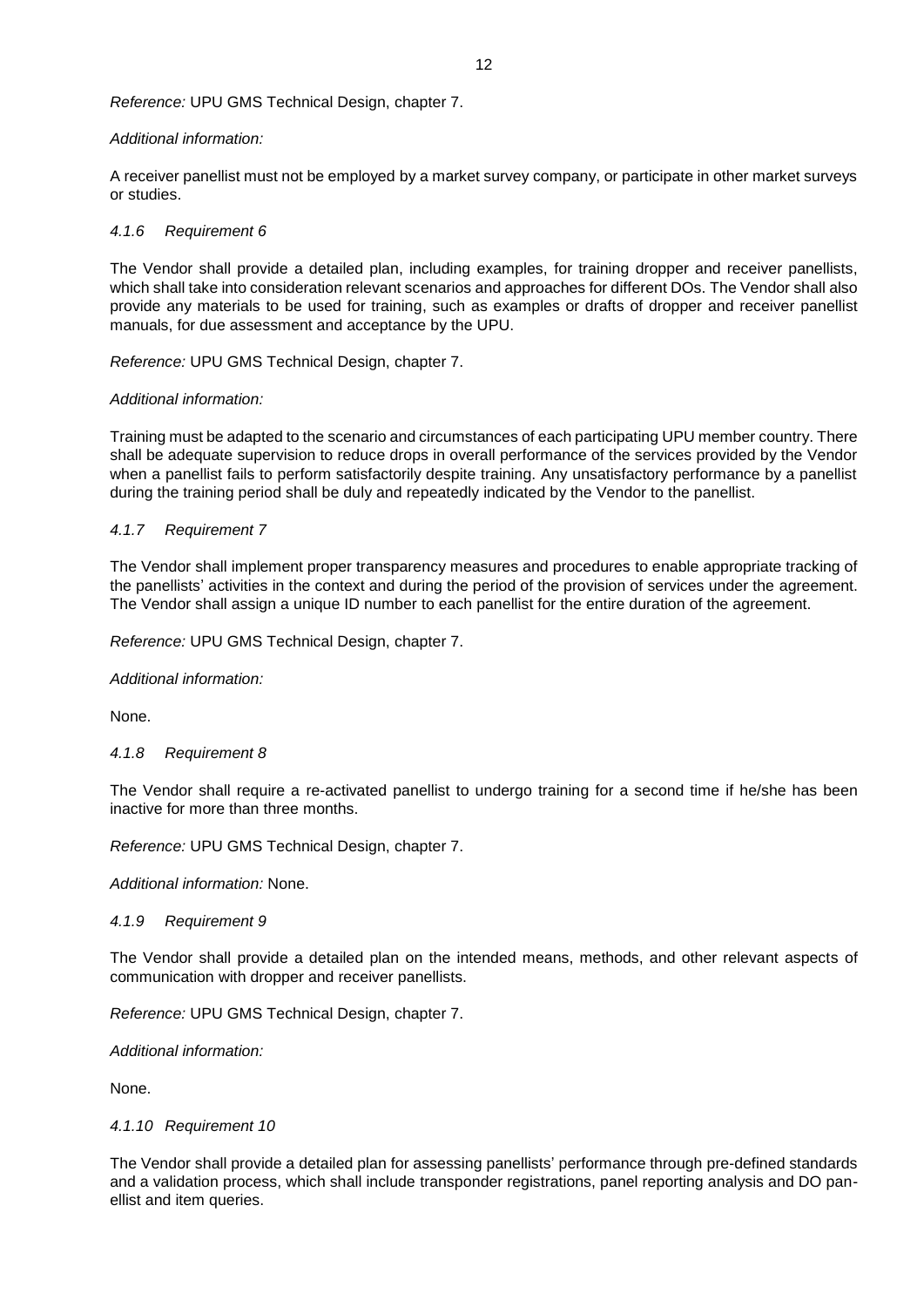*Reference:* UPU GMS Technical Design, chapter 7.

*Additional information:*

A receiver panellist must not be employed by a market survey company, or participate in other market surveys or studies.

#### *4.1.6 Requirement 6*

The Vendor shall provide a detailed plan, including examples, for training dropper and receiver panellists, which shall take into consideration relevant scenarios and approaches for different DOs. The Vendor shall also provide any materials to be used for training, such as examples or drafts of dropper and receiver panellist manuals, for due assessment and acceptance by the UPU.

*Reference:* UPU GMS Technical Design, chapter 7.

*Additional information:*

Training must be adapted to the scenario and circumstances of each participating UPU member country. There shall be adequate supervision to reduce drops in overall performance of the services provided by the Vendor when a panellist fails to perform satisfactorily despite training. Any unsatisfactory performance by a panellist during the training period shall be duly and repeatedly indicated by the Vendor to the panellist.

#### *4.1.7 Requirement 7*

The Vendor shall implement proper transparency measures and procedures to enable appropriate tracking of the panellists' activities in the context and during the period of the provision of services under the agreement. The Vendor shall assign a unique ID number to each panellist for the entire duration of the agreement.

*Reference:* UPU GMS Technical Design, chapter 7.

*Additional information:*

None.

#### *4.1.8 Requirement 8*

The Vendor shall require a re-activated panellist to undergo training for a second time if he/she has been inactive for more than three months.

*Reference:* UPU GMS Technical Design, chapter 7.

*Additional information:* None.

#### *4.1.9 Requirement 9*

The Vendor shall provide a detailed plan on the intended means, methods, and other relevant aspects of communication with dropper and receiver panellists.

*Reference:* UPU GMS Technical Design, chapter 7.

*Additional information:*

None.

#### *4.1.10 Requirement 10*

The Vendor shall provide a detailed plan for assessing panellists' performance through pre-defined standards and a validation process, which shall include transponder registrations, panel reporting analysis and DO panellist and item queries.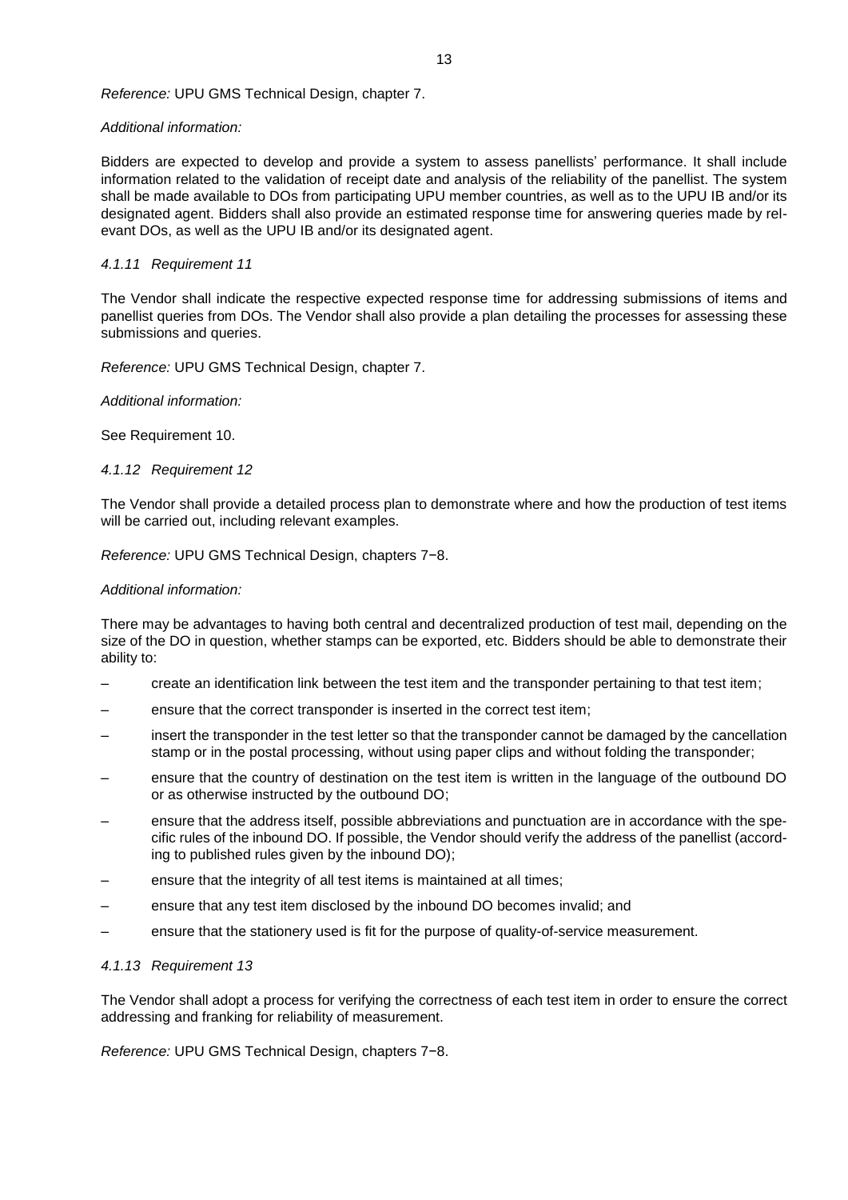*Reference:* UPU GMS Technical Design, chapter 7.

*Additional information:*

Bidders are expected to develop and provide a system to assess panellists' performance. It shall include information related to the validation of receipt date and analysis of the reliability of the panellist. The system shall be made available to DOs from participating UPU member countries, as well as to the UPU IB and/or its designated agent. Bidders shall also provide an estimated response time for answering queries made by relevant DOs, as well as the UPU IB and/or its designated agent.

#### *4.1.11 Requirement 11*

The Vendor shall indicate the respective expected response time for addressing submissions of items and panellist queries from DOs. The Vendor shall also provide a plan detailing the processes for assessing these submissions and queries.

*Reference:* UPU GMS Technical Design, chapter 7.

*Additional information:*

See Requirement 10.

#### *4.1.12 Requirement 12*

The Vendor shall provide a detailed process plan to demonstrate where and how the production of test items will be carried out, including relevant examples.

*Reference:* UPU GMS Technical Design, chapters 7−8.

*Additional information:*

There may be advantages to having both central and decentralized production of test mail, depending on the size of the DO in question, whether stamps can be exported, etc. Bidders should be able to demonstrate their ability to:

- create an identification link between the test item and the transponder pertaining to that test item;
- ensure that the correct transponder is inserted in the correct test item;
- insert the transponder in the test letter so that the transponder cannot be damaged by the cancellation stamp or in the postal processing, without using paper clips and without folding the transponder;
- ensure that the country of destination on the test item is written in the language of the outbound DO or as otherwise instructed by the outbound DO;
- ensure that the address itself, possible abbreviations and punctuation are in accordance with the specific rules of the inbound DO. If possible, the Vendor should verify the address of the panellist (according to published rules given by the inbound DO);
- ensure that the integrity of all test items is maintained at all times;
- ensure that any test item disclosed by the inbound DO becomes invalid; and
- ensure that the stationery used is fit for the purpose of quality-of-service measurement.

#### *4.1.13 Requirement 13*

The Vendor shall adopt a process for verifying the correctness of each test item in order to ensure the correct addressing and franking for reliability of measurement.

*Reference:* UPU GMS Technical Design, chapters 7−8.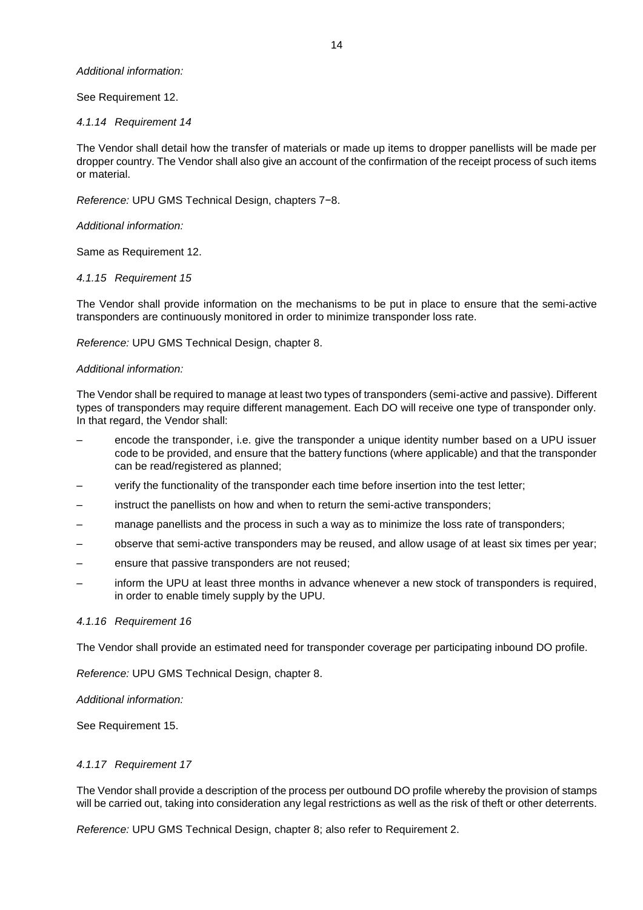*Additional information:*

See Requirement 12.

#### *4.1.14 Requirement 14*

The Vendor shall detail how the transfer of materials or made up items to dropper panellists will be made per dropper country. The Vendor shall also give an account of the confirmation of the receipt process of such items or material.

*Reference:* UPU GMS Technical Design, chapters 7−8.

*Additional information:*

Same as Requirement 12.

#### *4.1.15 Requirement 15*

The Vendor shall provide information on the mechanisms to be put in place to ensure that the semi-active transponders are continuously monitored in order to minimize transponder loss rate.

*Reference:* UPU GMS Technical Design, chapter 8.

*Additional information:*

The Vendor shall be required to manage at least two types of transponders (semi-active and passive). Different types of transponders may require different management. Each DO will receive one type of transponder only. In that regard, the Vendor shall:

– encode the transponder, i.e. give the transponder a unique identity number based on a UPU issuer code to be provided, and ensure that the battery functions (where applicable) and that the transponder can be read/registered as planned;
– verify the functionality of the transponder each time before insertion into the test letter;
– instruct the panellists on how and when to return the semi-active transponders;
– manage panellists and the process in such a way as to minimize the loss rate of transponders;
– observe that semi-active transponders may be reused, and allow usage of at least six times per year;
– ensure that passive transponders are not reused;
– inform the UPU at least three months in advance whenever a new stock of transponders is required, in order to enable timely supply by the UPU.

#### *4.1.16 Requirement 16*

The Vendor shall provide an estimated need for transponder coverage per participating inbound DO profile.

*Reference:* UPU GMS Technical Design, chapter 8.

*Additional information:*

See Requirement 15.

#### *4.1.17 Requirement 17*

The Vendor shall provide a description of the process per outbound DO profile whereby the provision of stamps will be carried out, taking into consideration any legal restrictions as well as the risk of theft or other deterrents.

*Reference:* UPU GMS Technical Design, chapter 8; also refer to Requirement 2.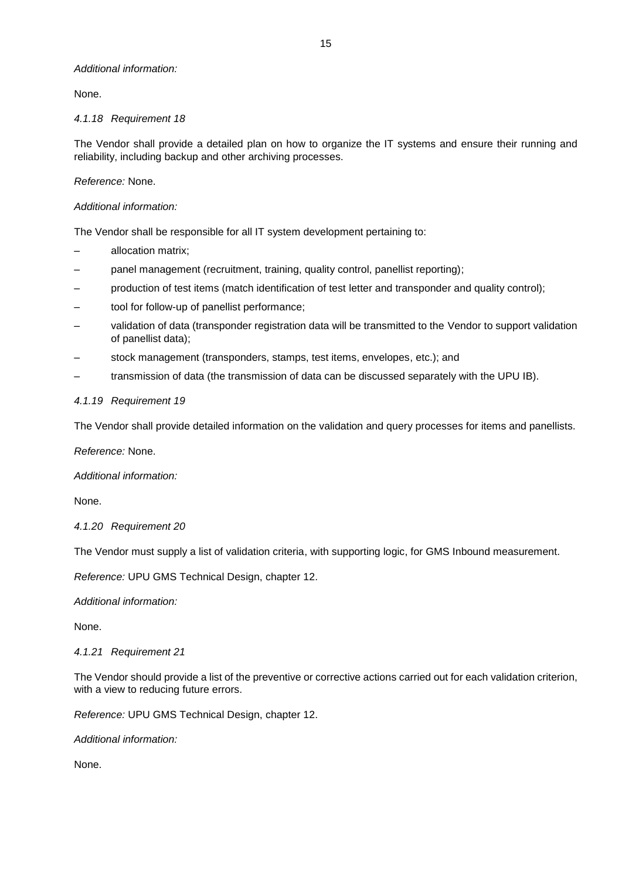*Additional information:*

None.

#### *4.1.18 Requirement 18*

The Vendor shall provide a detailed plan on how to organize the IT systems and ensure their running and reliability, including backup and other archiving processes.

*Reference:* None.

*Additional information:*

The Vendor shall be responsible for all IT system development pertaining to:

- allocation matrix;
- panel management (recruitment, training, quality control, panellist reporting);
- production of test items (match identification of test letter and transponder and quality control);
- tool for follow-up of panellist performance;
- validation of data (transponder registration data will be transmitted to the Vendor to support validation of panellist data);
- stock management (transponders, stamps, test items, envelopes, etc.); and
- transmission of data (the transmission of data can be discussed separately with the UPU IB).

#### *4.1.19 Requirement 19*

The Vendor shall provide detailed information on the validation and query processes for items and panellists.

*Reference:* None.

*Additional information:*

None.

#### *4.1.20 Requirement 20*

The Vendor must supply a list of validation criteria, with supporting logic, for GMS Inbound measurement.

*Reference:* UPU GMS Technical Design, chapter 12.

*Additional information:*

None.

#### *4.1.21 Requirement 21*

The Vendor should provide a list of the preventive or corrective actions carried out for each validation criterion, with a view to reducing future errors.

*Reference:* UPU GMS Technical Design, chapter 12.

*Additional information:*

None.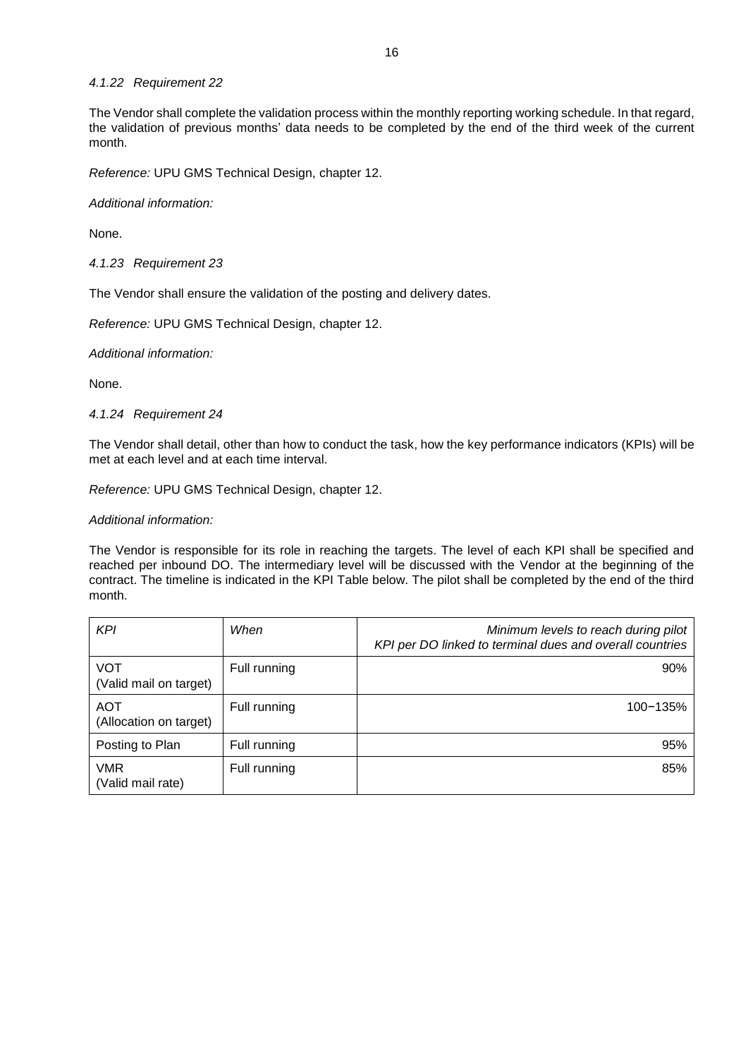#### *4.1.22 Requirement 22*

The Vendor shall complete the validation process within the monthly reporting working schedule. In that regard, the validation of previous months' data needs to be completed by the end of the third week of the current month.

*Reference:* UPU GMS Technical Design, chapter 12.

*Additional information:*

None.

#### *4.1.23 Requirement 23*

The Vendor shall ensure the validation of the posting and delivery dates.

*Reference:* UPU GMS Technical Design, chapter 12.

*Additional information:*

None.

#### *4.1.24 Requirement 24*

The Vendor shall detail, other than how to conduct the task, how the key performance indicators (KPIs) will be met at each level and at each time interval.

*Reference:* UPU GMS Technical Design, chapter 12.

*Additional information:*

The Vendor is responsible for its role in reaching the targets. The level of each KPI shall be specified and reached per inbound DO. The intermediary level will be discussed with the Vendor at the beginning of the contract. The timeline is indicated in the KPI Table below. The pilot shall be completed by the end of the third month.

| *KPI* | *When* | *Minimum levels to reach during pilot KPI per DO linked to terminal dues and overall countries* |
|---|---|---:|
| VOT (Valid mail on target) | Full running | 90% |
| AOT (Allocation on target) | Full running | 100−135% |
| Posting to Plan | Full running | 95% |
| VMR (Valid mail rate) | Full running | 85% |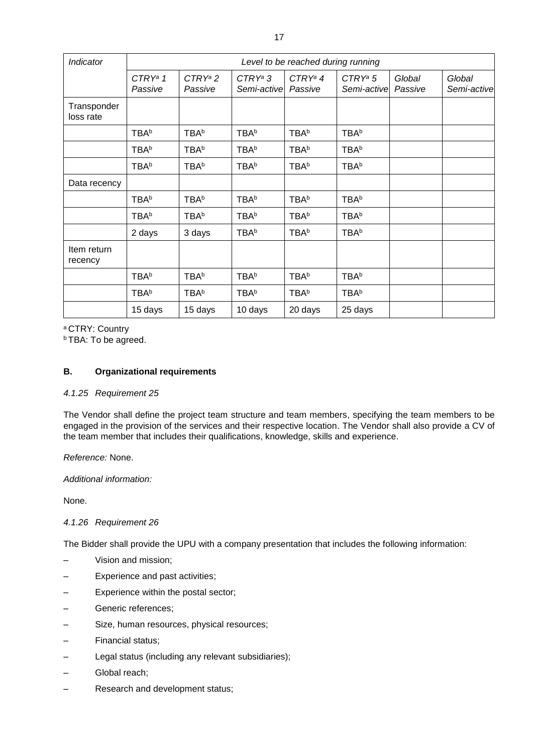| *Indicator* | *Level to be reached during running* | | | | | | |
|---|---|---|---|---|---|---|---|
| | *CTRY[a] 1 Passive* | *CTRY[a] 2 Passive* | *CTRY[a] 3 Semi-active* | *CTRY[a] 4 Passive* | *CTRY[a] 5 Semi-active* | *Global Passive* | *Global Semi-active* |
| Transponder loss rate | | | | | | | |
| | TBA[b] | TBA[b] | TBA[b] | TBA[b] | TBA[b] | | |
| | TBA[b] | TBA[b] | TBA[b] | TBA[b] | TBA[b] | | |
| | TBA[b] | TBA[b] | TBA[b] | TBA[b] | TBA[b] | | |
| Data recency | | | | | | | |
| | TBA[b] | TBA[b] | TBA[b] | TBA[b] | TBA[b] | | |
| | TBA[b] | TBA[b] | TBA[b] | TBA[b] | TBA[b] | | |
| | 2 days | 3 days | TBA[b] | TBA[b] | TBA[b] | | |
| Item return recency | | | | | | | |
| | TBA[b] | TBA[b] | TBA[b] | TBA[b] | TBA[b] | | |
| | TBA[b] | TBA[b] | TBA[b] | TBA[b] | TBA[b] | | |
| | 15 days | 15 days | 10 days | 20 days | 25 days | | |

[a] CTRY: Country
[b] TBA: To be agreed.

### B. Organizational requirements

#### *4.1.25 Requirement 25*

The Vendor shall define the project team structure and team members, specifying the team members to be engaged in the provision of the services and their respective location. The Vendor shall also provide a CV of the team member that includes their qualifications, knowledge, skills and experience.

*Reference:* None.

*Additional information:*

None.

#### *4.1.26 Requirement 26*

The Bidder shall provide the UPU with a company presentation that includes the following information:

- Vision and mission;
- Experience and past activities;
- Experience within the postal sector;
- Generic references;
- Size, human resources, physical resources;
- Financial status;
- Legal status (including any relevant subsidiaries);
- Global reach;
- Research and development status;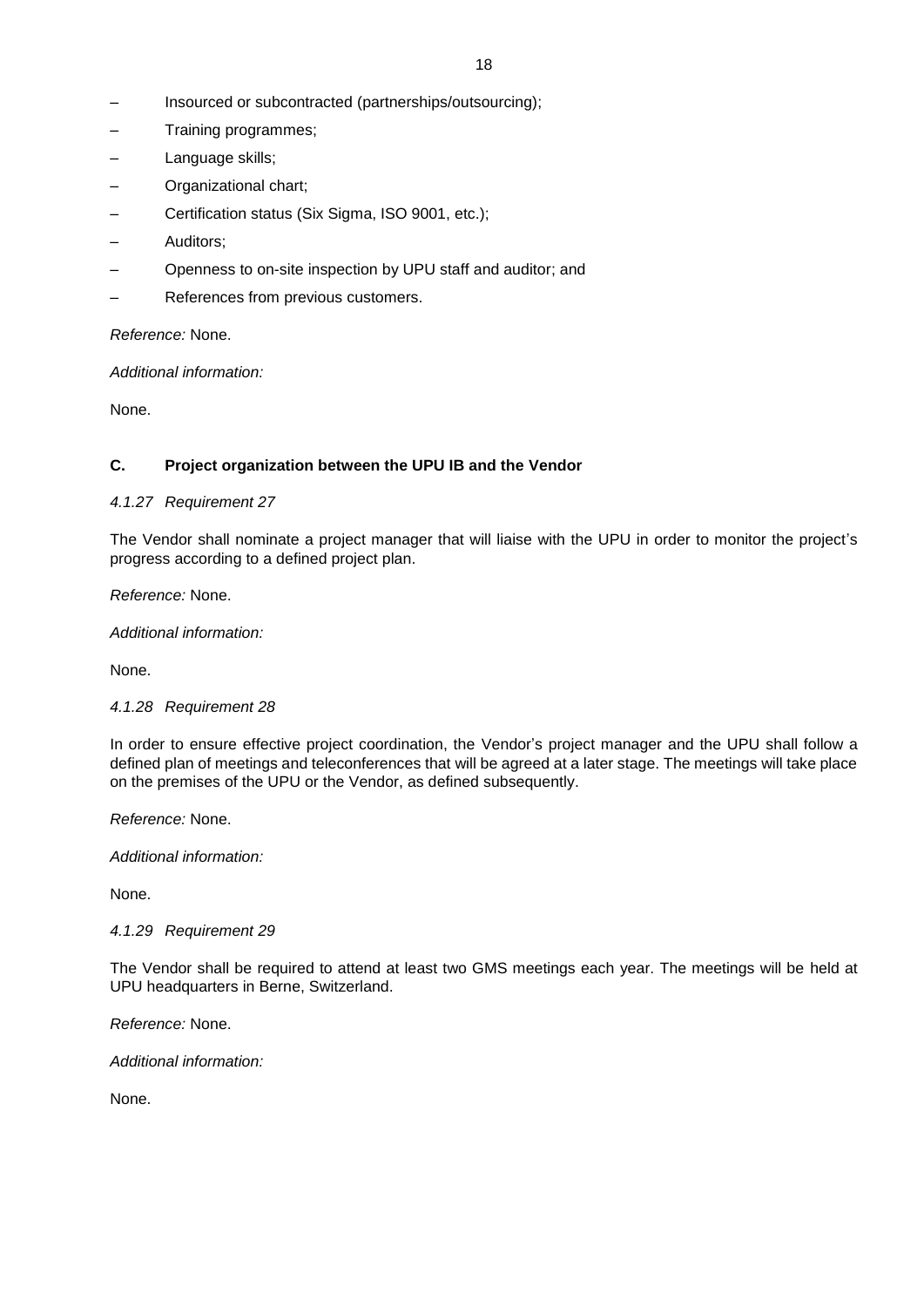- Insourced or subcontracted (partnerships/outsourcing);
- Training programmes;
- Language skills;
- Organizational chart;
- Certification status (Six Sigma, ISO 9001, etc.);
- Auditors;
- Openness to on-site inspection by UPU staff and auditor; and
- References from previous customers.

*Reference:* None.

*Additional information:*

None.

### C. Project organization between the UPU IB and the Vendor

*4.1.27 Requirement 27*

The Vendor shall nominate a project manager that will liaise with the UPU in order to monitor the project's progress according to a defined project plan.

*Reference:* None.

*Additional information:*

None.

*4.1.28 Requirement 28*

In order to ensure effective project coordination, the Vendor's project manager and the UPU shall follow a defined plan of meetings and teleconferences that will be agreed at a later stage. The meetings will take place on the premises of the UPU or the Vendor, as defined subsequently.

*Reference:* None.

*Additional information:*

None.

*4.1.29 Requirement 29*

The Vendor shall be required to attend at least two GMS meetings each year. The meetings will be held at UPU headquarters in Berne, Switzerland.

*Reference:* None.

*Additional information:*

None.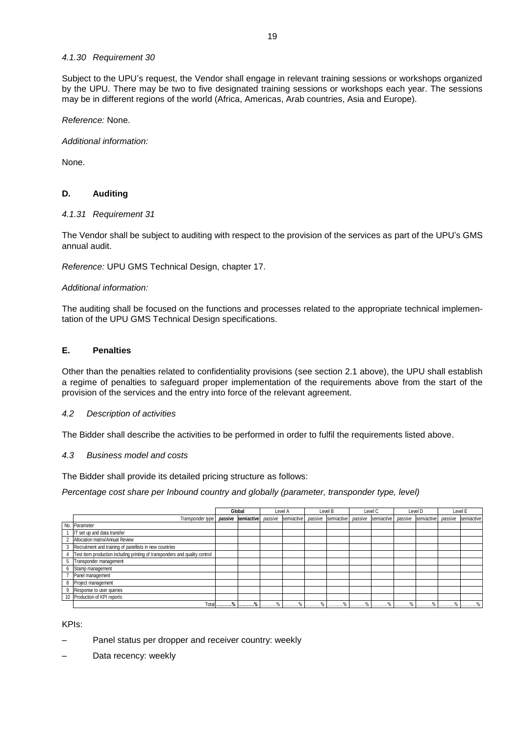*4.1.30 Requirement 30*

Subject to the UPU's request, the Vendor shall engage in relevant training sessions or workshops organized by the UPU. There may be two to five designated training sessions or workshops each year. The sessions may be in different regions of the world (Africa, Americas, Arab countries, Asia and Europe).

*Reference:* None.

*Additional information:*

None.

### D. Auditing

*4.1.31 Requirement 31*

The Vendor shall be subject to auditing with respect to the provision of the services as part of the UPU's GMS annual audit.

*Reference:* UPU GMS Technical Design, chapter 17.

*Additional information:*

The auditing shall be focused on the functions and processes related to the appropriate technical implementation of the UPU GMS Technical Design specifications.

### E. Penalties

Other than the penalties related to confidentiality provisions (see section 2.1 above), the UPU shall establish a regime of penalties to safeguard proper implementation of the requirements above from the start of the provision of the services and the entry into force of the relevant agreement.

*4.2 Description of activities*

The Bidder shall describe the activities to be performed in order to fulfil the requirements listed above.

*4.3 Business model and costs*

The Bidder shall provide its detailed pricing structure as follows:

*Percentage cost share per Inbound country and globally (parameter, transponder type, level)*

| | | Global | | Level A | | Level B | | Level C | | Level D | | Level E | |
|---|---|---|---|---|---|---|---|---|---|---|---|---|---|
| | *Transponder type* | **passive** | **semiactive** | *passive* | *semiactive* | *passive* | *semiactive* | *passive* | *semiactive* | *passive* | *semiactive* | *passive* | *semiactive* |
| No. | *Parameter* | | | | | | | | | | | | |
| 1 | IT set up and data transfer | | | | | | | | | | | | |
| 2 | Allocation matrix/Annual Review | | | | | | | | | | | | |
| 3 | Recruitment and training of panellists in new countries | | | | | | | | | | | | |
| 4 | Test item production including printing of transponders and quality control | | | | | | | | | | | | |
| 5 | Transponder management | | | | | | | | | | | | |
| 6 | Stamp management | | | | | | | | | | | | |
| 7 | Panel management | | | | | | | | | | | | |
| 8 | Project management | | | | | | | | | | | | |
| 9 | Response to user queries | | | | | | | | | | | | |
| 10 | Production of KPI reports | | | | | | | | | | | | |
| | Total | **..........%** | **..........%** | ..........% | ..........% | ..........% | ..........% | ..........% | ..........% | ..........% | ..........% | ..........% | ..........% |

KPIs:

– Panel status per dropper and receiver country: weekly

– Data recency: weekly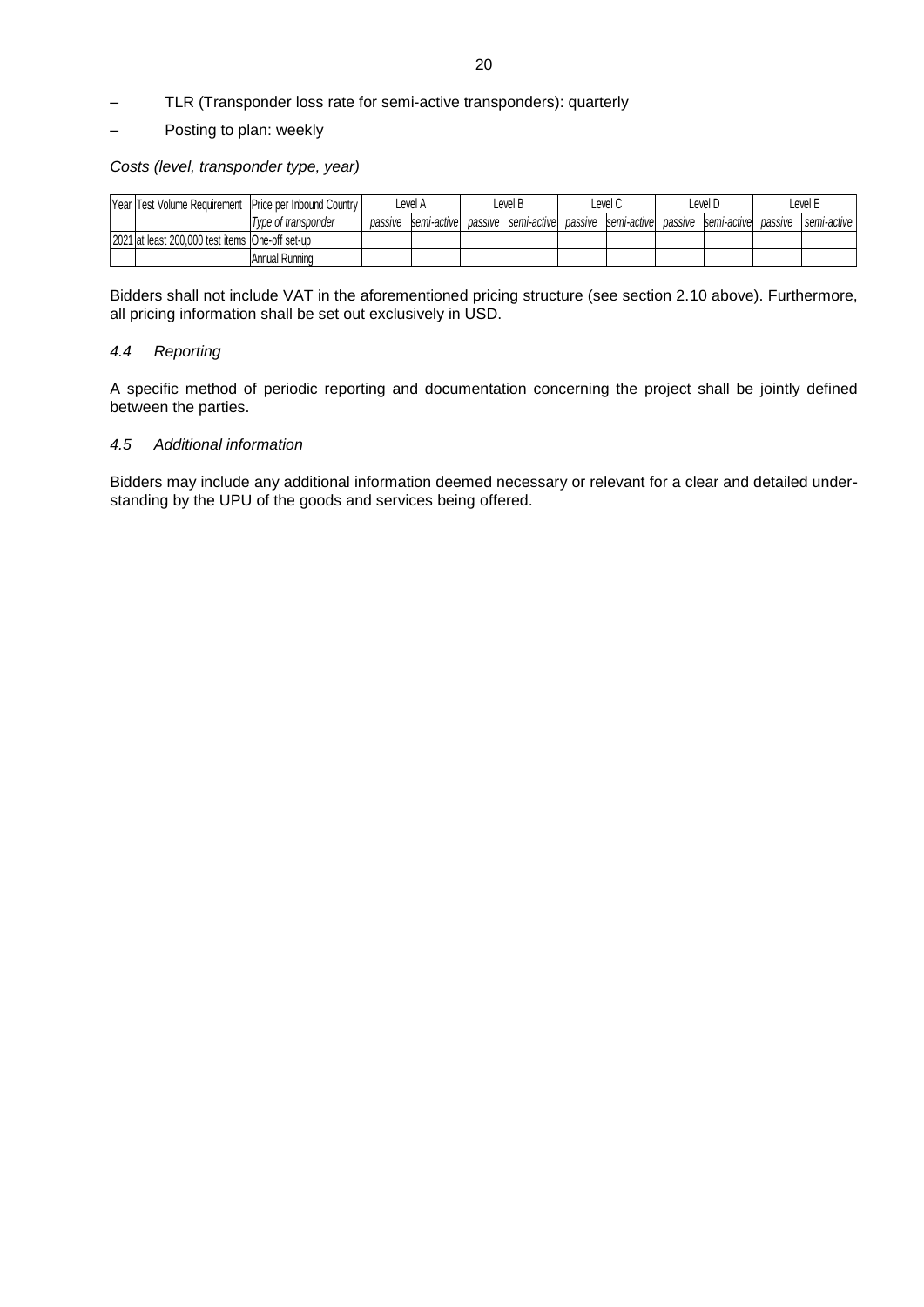– TLR (Transponder loss rate for semi-active transponders): quarterly

– Posting to plan: weekly

*Costs (level, transponder type, year)*

| Year | Test Volume Requirement | Price per Inbound Country | Level A | | Level B | | Level C | | Level D | | Level E | |
|---|---|---|---|---|---|---|---|---|---|---|---|---|
| | | *Type of transponder* | *passive* | *semi-active* | *passive* | *semi-active* | *passive* | *semi-active* | *passive* | *semi-active* | *passive* | *semi-active* |
| 2021 | at least 200,000 test items | One-off set-up | | | | | | | | | | |
| | | Annual Running | | | | | | | | | | |

Bidders shall not include VAT in the aforementioned pricing structure (see section 2.10 above). Furthermore, all pricing information shall be set out exclusively in USD.

### *4.4 Reporting*

A specific method of periodic reporting and documentation concerning the project shall be jointly defined between the parties.

### *4.5 Additional information*

Bidders may include any additional information deemed necessary or relevant for a clear and detailed understanding by the UPU of the goods and services being offered.